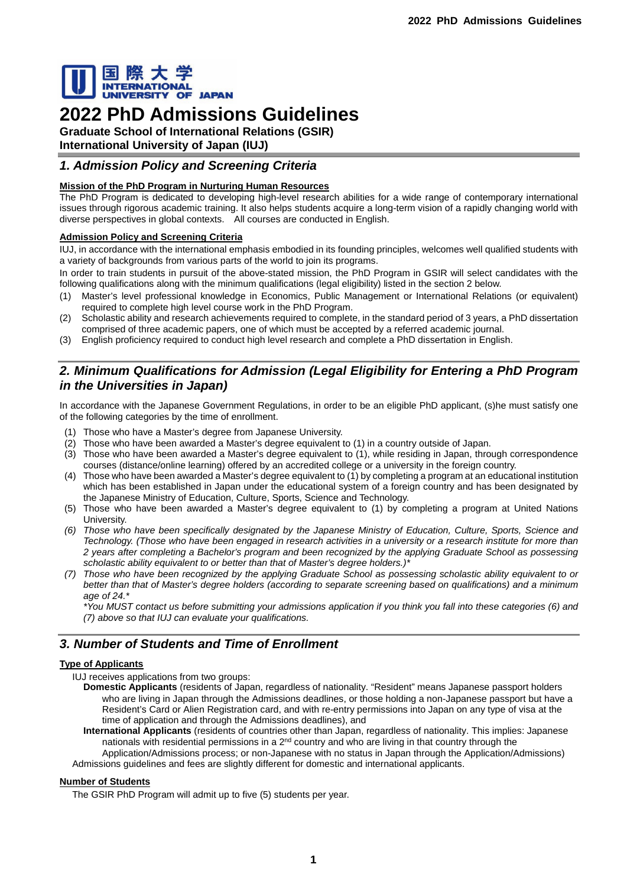国際大学
INTERNATIONAL UNIVERSITY OF JAPAN

# 2022 PhD Admissions Guidelines

**Graduate School of International Relations (GSIR)**
**International University of Japan (IUJ)**

## *1. Admission Policy and Screening Criteria*

**Mission of the PhD Program in Nurturing Human Resources**

The PhD Program is dedicated to developing high-level research abilities for a wide range of contemporary international issues through rigorous academic training. It also helps students acquire a long-term vision of a rapidly changing world with diverse perspectives in global contexts. All courses are conducted in English.

**Admission Policy and Screening Criteria**

IUJ, in accordance with the international emphasis embodied in its founding principles, welcomes well qualified students with a variety of backgrounds from various parts of the world to join its programs.

In order to train students in pursuit of the above-stated mission, the PhD Program in GSIR will select candidates with the following qualifications along with the minimum qualifications (legal eligibility) listed in the section 2 below.

(1) Master's level professional knowledge in Economics, Public Management or International Relations (or equivalent) required to complete high level course work in the PhD Program.
(2) Scholastic ability and research achievements required to complete, in the standard period of 3 years, a PhD dissertation comprised of three academic papers, one of which must be accepted by a referred academic journal.
(3) English proficiency required to conduct high level research and complete a PhD dissertation in English.

## *2. Minimum Qualifications for Admission (Legal Eligibility for Entering a PhD Program in the Universities in Japan)*

In accordance with the Japanese Government Regulations, in order to be an eligible PhD applicant, (s)he must satisfy one of the following categories by the time of enrollment.

(1) Those who have a Master's degree from Japanese University.
(2) Those who have been awarded a Master's degree equivalent to (1) in a country outside of Japan.
(3) Those who have been awarded a Master's degree equivalent to (1), while residing in Japan, through correspondence courses (distance/online learning) offered by an accredited college or a university in the foreign country.
(4) Those who have been awarded a Master's degree equivalent to (1) by completing a program at an educational institution which has been established in Japan under the educational system of a foreign country and has been designated by the Japanese Ministry of Education, Culture, Sports, Science and Technology.
(5) Those who have been awarded a Master's degree equivalent to (1) by completing a program at United Nations University.
*(6) Those who have been specifically designated by the Japanese Ministry of Education, Culture, Sports, Science and Technology. (Those who have been engaged in research activities in a university or a research institute for more than 2 years after completing a Bachelor's program and been recognized by the applying Graduate School as possessing scholastic ability equivalent to or better than that of Master's degree holders.)\**
*(7) Those who have been recognized by the applying Graduate School as possessing scholastic ability equivalent to or better than that of Master's degree holders (according to separate screening based on qualifications) and a minimum age of 24.\**

*\*You MUST contact us before submitting your admissions application if you think you fall into these categories (6) and (7) above so that IUJ can evaluate your qualifications.*

## *3. Number of Students and Time of Enrollment*

**Type of Applicants**

IUJ receives applications from two groups:

**Domestic Applicants** (residents of Japan, regardless of nationality. "Resident" means Japanese passport holders who are living in Japan through the Admissions deadlines, or those holding a non-Japanese passport but have a Resident's Card or Alien Registration card, and with re-entry permissions into Japan on any type of visa at the time of application and through the Admissions deadlines), and

**International Applicants** (residents of countries other than Japan, regardless of nationality. This implies: Japanese nationals with residential permissions in a 2nd country and who are living in that country through the Application/Admissions process; or non-Japanese with no status in Japan through the Application/Admissions)

Admissions guidelines and fees are slightly different for domestic and international applicants.

**Number of Students**

The GSIR PhD Program will admit up to five (5) students per year.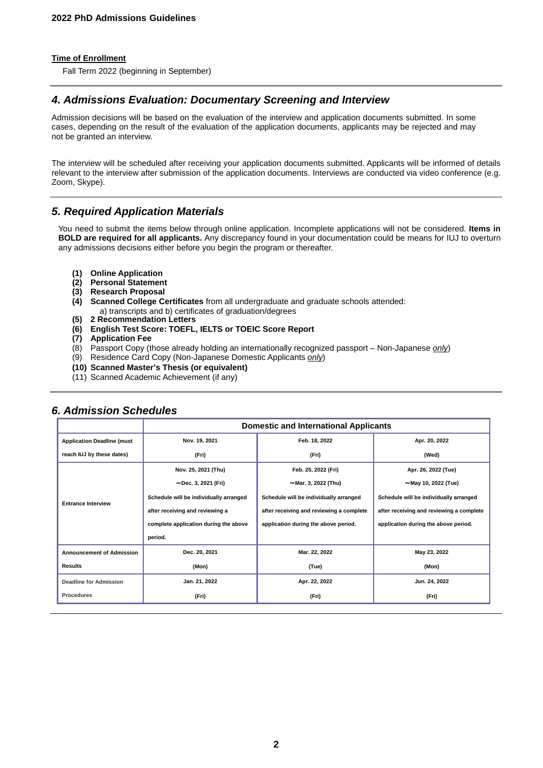**Time of Enrollment**

Fall Term 2022 (beginning in September)

## 4. Admissions Evaluation: Documentary Screening and Interview

Admission decisions will be based on the evaluation of the interview and application documents submitted. In some cases, depending on the result of the evaluation of the application documents, applicants may be rejected and may not be granted an interview.

The interview will be scheduled after receiving your application documents submitted. Applicants will be informed of details relevant to the interview after submission of the application documents. Interviews are conducted via video conference (e.g. Zoom, Skype).

## 5. Required Application Materials

You need to submit the items below through online application. Incomplete applications will not be considered. **Items in BOLD are required for all applicants.** Any discrepancy found in your documentation could be means for IUJ to overturn any admissions decisions either before you begin the program or thereafter.

**(1) Online Application**
**(2) Personal Statement**
**(3) Research Proposal**
**(4) Scanned College Certificates** from all undergraduate and graduate schools attended:
    a) transcripts and b) certificates of graduation/degrees
**(5) 2 Recommendation Letters**
**(6) English Test Score: TOEFL, IELTS or TOEIC Score Report**
**(7) Application Fee**
(8) Passport Copy (those already holding an internationally recognized passport – Non-Japanese *only*)
(9) Residence Card Copy (Non-Japanese Domestic Applicants *only*)
**(10) Scanned Master's Thesis (or equivalent)**
(11) Scanned Academic Achievement (if any)

## 6. Admission Schedules

| | Domestic and International Applicants | | |
|---|---|---|---|
| **Application Deadline (must reach IUJ by these dates)** | Nov. 19, 2021 (Fri) | Feb. 18, 2022 (Fri) | Apr. 20, 2022 (Wed) |
| **Entrance Interview** | Nov. 25, 2021 (Thu) ～Dec. 3, 2021 (Fri) Schedule will be individually arranged after receiving and reviewing a complete application during the above period. | Feb. 25, 2022 (Fri) ～Mar. 3, 2022 (Thu) Schedule will be individually arranged after receiving and reviewing a complete application during the above period. | Apr. 26, 2022 (Tue) ～May 10, 2022 (Tue) Schedule will be individually arranged after receiving and reviewing a complete application during the above period. |
| **Announcement of Admission Results** | Dec. 20, 2021 (Mon) | Mar. 22, 2022 (Tue) | May 23, 2022 (Mon) |
| **Deadline for Admission Procedures** | Jan. 21, 2022 (Fri) | Apr. 22, 2022 (Fri) | Jun. 24, 2022 (Fri) |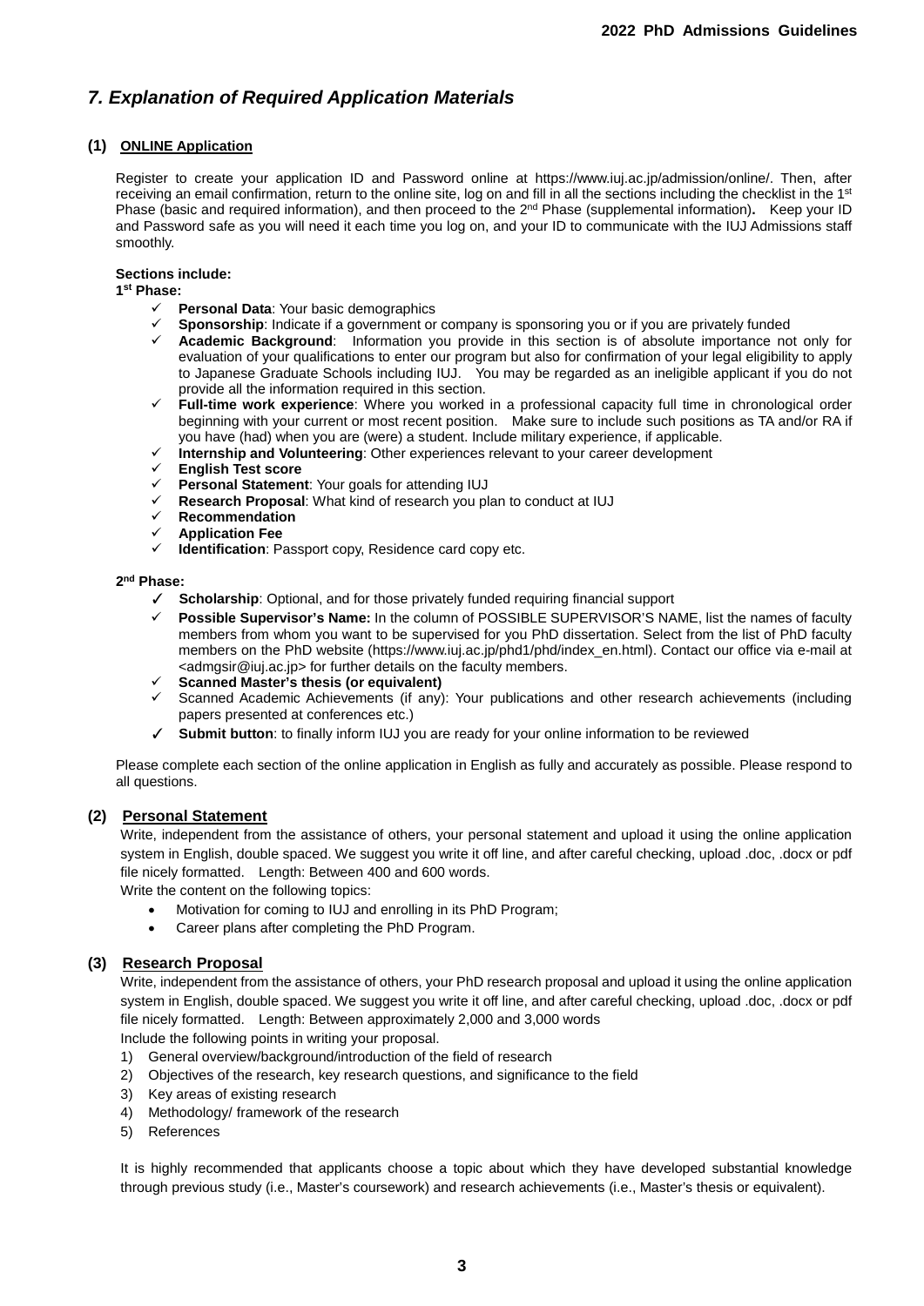## *7. Explanation of Required Application Materials*

### (1) ONLINE Application

Register to create your application ID and Password online at https://www.iuj.ac.jp/admission/online/. Then, after receiving an email confirmation, return to the online site, log on and fill in all the sections including the checklist in the 1st Phase (basic and required information), and then proceed to the 2nd Phase (supplemental information). Keep your ID and Password safe as you will need it each time you log on, and your ID to communicate with the IUJ Admissions staff smoothly.

**Sections include:**

**1st Phase:**

- ✓ **Personal Data**: Your basic demographics
- ✓ **Sponsorship**: Indicate if a government or company is sponsoring you or if you are privately funded
- ✓ **Academic Background**: Information you provide in this section is of absolute importance not only for evaluation of your qualifications to enter our program but also for confirmation of your legal eligibility to apply to Japanese Graduate Schools including IUJ. You may be regarded as an ineligible applicant if you do not provide all the information required in this section.
- ✓ **Full-time work experience**: Where you worked in a professional capacity full time in chronological order beginning with your current or most recent position. Make sure to include such positions as TA and/or RA if you have (had) when you are (were) a student. Include military experience, if applicable.
- ✓ **Internship and Volunteering**: Other experiences relevant to your career development
- ✓ **English Test score**
- ✓ **Personal Statement**: Your goals for attending IUJ
- ✓ **Research Proposal**: What kind of research you plan to conduct at IUJ
- ✓ **Recommendation**
- ✓ **Application Fee**
- ✓ **Identification**: Passport copy, Residence card copy etc.

**2nd Phase:**

- ✓ **Scholarship**: Optional, and for those privately funded requiring financial support
- ✓ **Possible Supervisor's Name:** In the column of POSSIBLE SUPERVISOR'S NAME, list the names of faculty members from whom you want to be supervised for you PhD dissertation. Select from the list of PhD faculty members on the PhD website (https://www.iuj.ac.jp/phd1/phd/index_en.html). Contact our office via e-mail at <admgsir@iuj.ac.jp> for further details on the faculty members.
- ✓ **Scanned Master's thesis (or equivalent)**
- ✓ Scanned Academic Achievements (if any): Your publications and other research achievements (including papers presented at conferences etc.)
- ✓ **Submit button**: to finally inform IUJ you are ready for your online information to be reviewed

Please complete each section of the online application in English as fully and accurately as possible. Please respond to all questions.

### (2) Personal Statement

Write, independent from the assistance of others, your personal statement and upload it using the online application system in English, double spaced. We suggest you write it off line, and after careful checking, upload .doc, .docx or pdf file nicely formatted. Length: Between 400 and 600 words.

Write the content on the following topics:

- Motivation for coming to IUJ and enrolling in its PhD Program;
- Career plans after completing the PhD Program.

### (3) Research Proposal

Write, independent from the assistance of others, your PhD research proposal and upload it using the online application system in English, double spaced. We suggest you write it off line, and after careful checking, upload .doc, .docx or pdf file nicely formatted. Length: Between approximately 2,000 and 3,000 words

Include the following points in writing your proposal.

1) General overview/background/introduction of the field of research
2) Objectives of the research, key research questions, and significance to the field
3) Key areas of existing research
4) Methodology/ framework of the research
5) References

It is highly recommended that applicants choose a topic about which they have developed substantial knowledge through previous study (i.e., Master's coursework) and research achievements (i.e., Master's thesis or equivalent).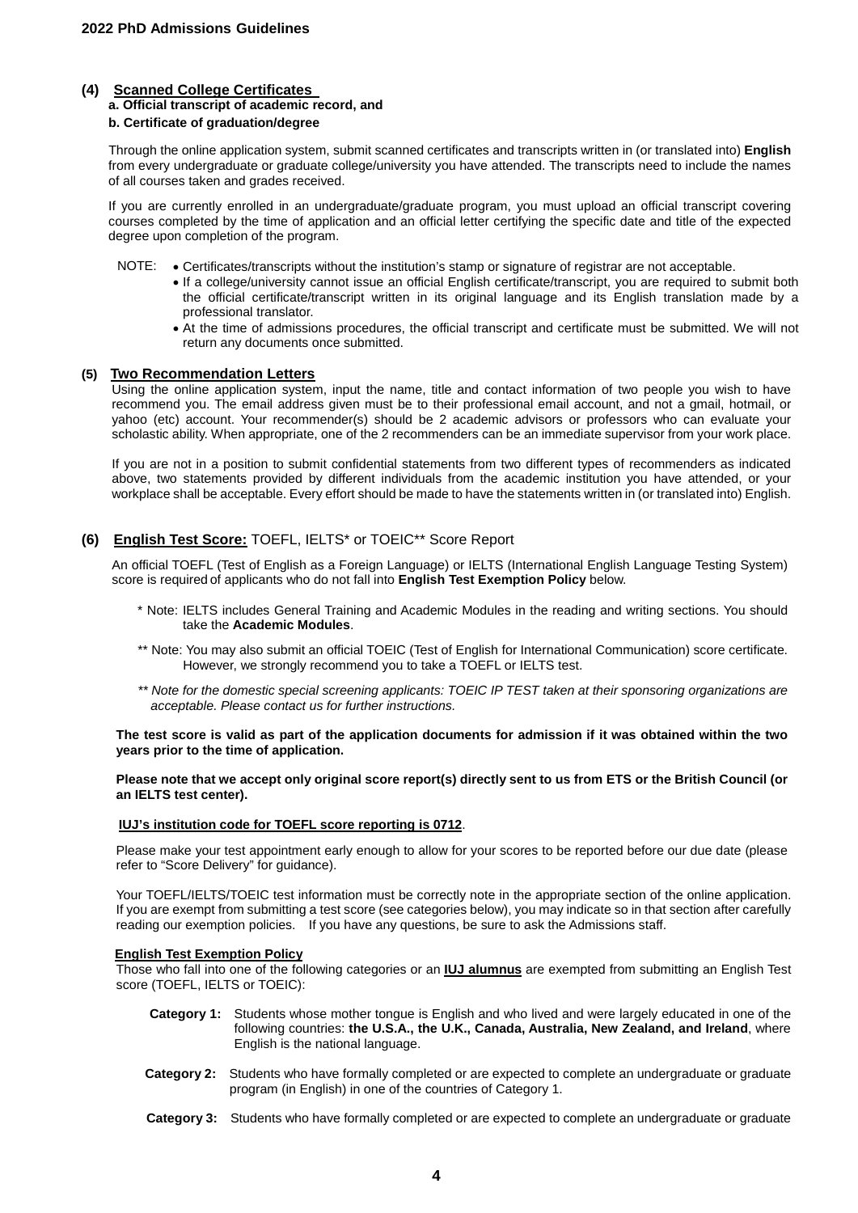### (4) Scanned College Certificates

**a. Official transcript of academic record, and**

**b. Certificate of graduation/degree**

Through the online application system, submit scanned certificates and transcripts written in (or translated into) **English** from every undergraduate or graduate college/university you have attended. The transcripts need to include the names of all courses taken and grades received.

If you are currently enrolled in an undergraduate/graduate program, you must upload an official transcript covering courses completed by the time of application and an official letter certifying the specific date and title of the expected degree upon completion of the program.

NOTE:

- Certificates/transcripts without the institution's stamp or signature of registrar are not acceptable.
- If a college/university cannot issue an official English certificate/transcript, you are required to submit both the official certificate/transcript written in its original language and its English translation made by a professional translator.
- At the time of admissions procedures, the official transcript and certificate must be submitted. We will not return any documents once submitted.

### (5) Two Recommendation Letters

Using the online application system, input the name, title and contact information of two people you wish to have recommend you. The email address given must be to their professional email account, and not a gmail, hotmail, or yahoo (etc) account. Your recommender(s) should be 2 academic advisors or professors who can evaluate your scholastic ability. When appropriate, one of the 2 recommenders can be an immediate supervisor from your work place.

If you are not in a position to submit confidential statements from two different types of recommenders as indicated above, two statements provided by different individuals from the academic institution you have attended, or your workplace shall be acceptable. Every effort should be made to have the statements written in (or translated into) English.

### (6) English Test Score: TOEFL, IELTS* or TOEIC** Score Report

An official TOEFL (Test of English as a Foreign Language) or IELTS (International English Language Testing System) score is required of applicants who do not fall into **English Test Exemption Policy** below.

\* Note: IELTS includes General Training and Academic Modules in the reading and writing sections. You should take the **Academic Modules**.

\*\* Note: You may also submit an official TOEIC (Test of English for International Communication) score certificate. However, we strongly recommend you to take a TOEFL or IELTS test.

*\*\* Note for the domestic special screening applicants: TOEIC IP TEST taken at their sponsoring organizations are acceptable. Please contact us for further instructions.*

**The test score is valid as part of the application documents for admission if it was obtained within the two years prior to the time of application.**

**Please note that we accept only original score report(s) directly sent to us from ETS or the British Council (or an IELTS test center).**

**IUJ's institution code for TOEFL score reporting is 0712**.

Please make your test appointment early enough to allow for your scores to be reported before our due date (please refer to "Score Delivery" for guidance).

Your TOEFL/IELTS/TOEIC test information must be correctly note in the appropriate section of the online application. If you are exempt from submitting a test score (see categories below), you may indicate so in that section after carefully reading our exemption policies. If you have any questions, be sure to ask the Admissions staff.

**English Test Exemption Policy**

Those who fall into one of the following categories or an **IUJ alumnus** are exempted from submitting an English Test score (TOEFL, IELTS or TOEIC):

**Category 1:** Students whose mother tongue is English and who lived and were largely educated in one of the following countries: **the U.S.A., the U.K., Canada, Australia, New Zealand, and Ireland**, where English is the national language.

**Category 2:** Students who have formally completed or are expected to complete an undergraduate or graduate program (in English) in one of the countries of Category 1.

**Category 3:** Students who have formally completed or are expected to complete an undergraduate or graduate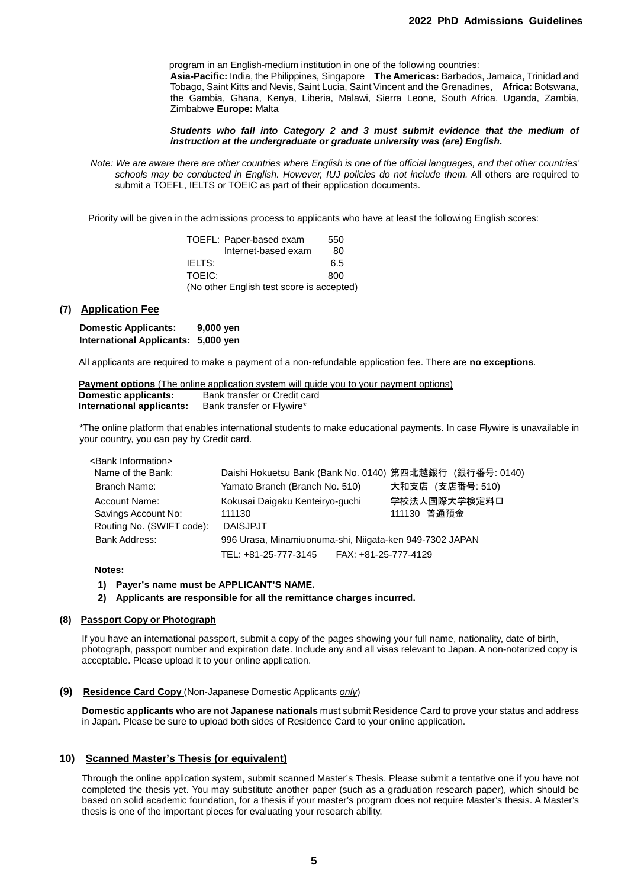program in an English-medium institution in one of the following countries:
**Asia-Pacific:** India, the Philippines, Singapore **The Americas:** Barbados, Jamaica, Trinidad and Tobago, Saint Kitts and Nevis, Saint Lucia, Saint Vincent and the Grenadines, **Africa:** Botswana, the Gambia, Ghana, Kenya, Liberia, Malawi, Sierra Leone, South Africa, Uganda, Zambia, Zimbabwe **Europe:** Malta

***Students who fall into Category 2 and 3 must submit evidence that the medium of instruction at the undergraduate or graduate university was (are) English.***

*Note: We are aware there are other countries where English is one of the official languages, and that other countries' schools may be conducted in English. However, IUJ policies do not include them.* All others are required to submit a TOEFL, IELTS or TOEIC as part of their application documents.

Priority will be given in the admissions process to applicants who have at least the following English scores:

| | | |
|---|---|---|
| TOEFL: | Paper-based exam | 550 |
| | Internet-based exam | 80 |
| IELTS: | | 6.5 |
| TOEIC: | | 800 |

(No other English test score is accepted)

### (7) Application Fee

**Domestic Applicants: 9,000 yen**
**International Applicants: 5,000 yen**

All applicants are required to make a payment of a non-refundable application fee. There are **no exceptions**.

Payment options (The online application system will guide you to your payment options)
**Domestic applicants:** Bank transfer or Credit card
**International applicants:** Bank transfer or Flywire*

*The online platform that enables international students to make educational payments. In case Flywire is unavailable in your country, you can pay by Credit card.

<Bank Information>

| | | |
|---|---|---|
| Name of the Bank: | Daishi Hokuetsu Bank (Bank No. 0140) | 第四北越銀行 (銀行番号: 0140) |
| Branch Name: | Yamato Branch (Branch No. 510) | 大和支店 (支店番号: 510) |
| Account Name: | Kokusai Daigaku Kenteiryo-guchi | 学校法人国際大学検定料口 |
| Savings Account No: | 111130 | 111130 普通預金 |
| Routing No. (SWIFT code): | DAISJPJT | |
| Bank Address: | 996 Urasa, Minamiuonuma-shi, Niigata-ken 949-7302 JAPAN | |
| | TEL: +81-25-777-3145 FAX: +81-25-777-4129 | |

**Notes:**

1) **Payer's name must be APPLICANT'S NAME.**
2) **Applicants are responsible for all the remittance charges incurred.**

### (8) Passport Copy or Photograph

If you have an international passport, submit a copy of the pages showing your full name, nationality, date of birth, photograph, passport number and expiration date. Include any and all visas relevant to Japan. A non-notarized copy is acceptable. Please upload it to your online application.

### (9) Residence Card Copy (Non-Japanese Domestic Applicants *only*)

**Domestic applicants who are not Japanese nationals** must submit Residence Card to prove your status and address in Japan. Please be sure to upload both sides of Residence Card to your online application.

### 10) Scanned Master's Thesis (or equivalent)

Through the online application system, submit scanned Master's Thesis. Please submit a tentative one if you have not completed the thesis yet. You may substitute another paper (such as a graduation research paper), which should be based on solid academic foundation, for a thesis if your master's program does not require Master's thesis. A Master's thesis is one of the important pieces for evaluating your research ability.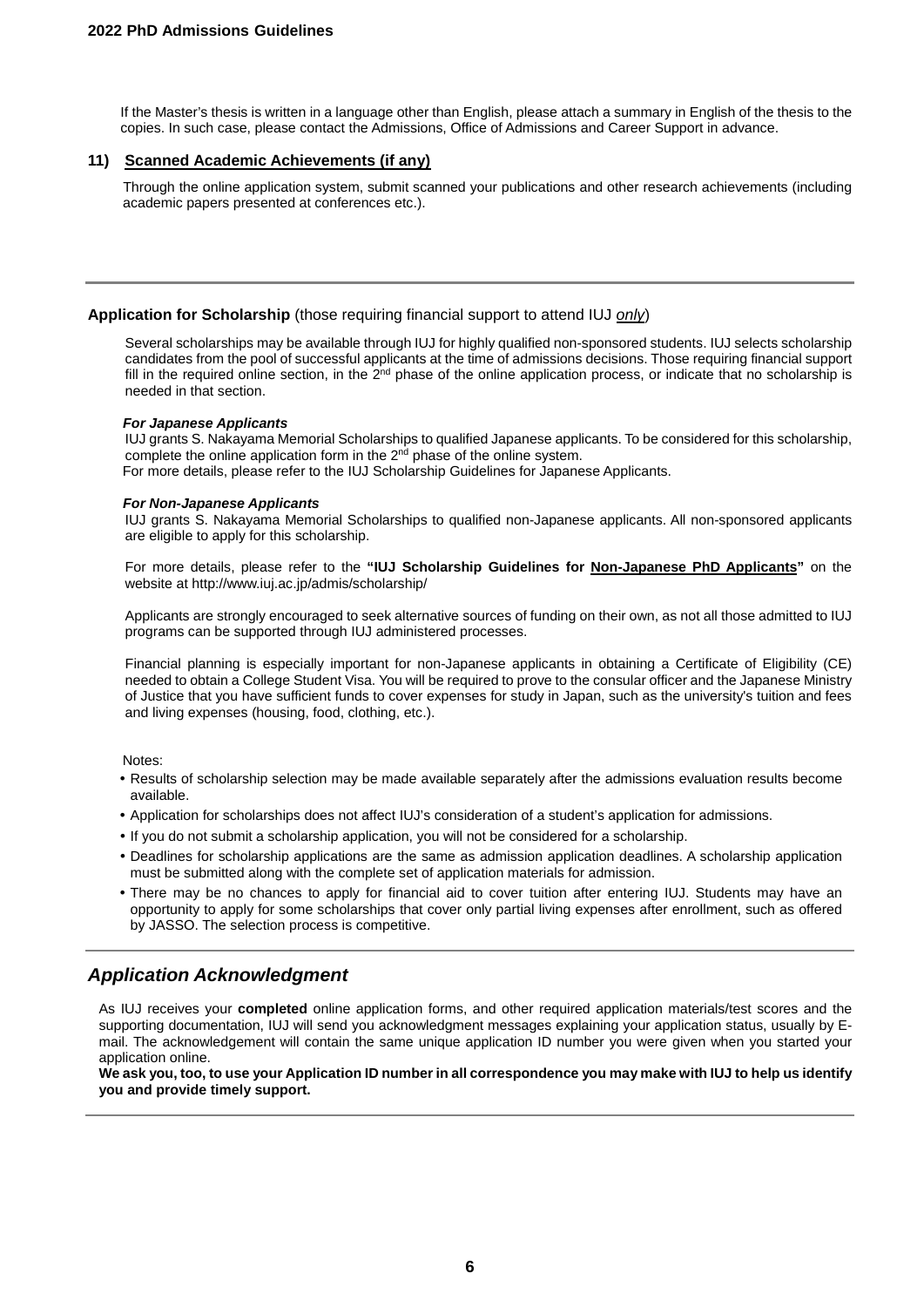If the Master's thesis is written in a language other than English, please attach a summary in English of the thesis to the copies. In such case, please contact the Admissions, Office of Admissions and Career Support in advance.

**11) Scanned Academic Achievements (if any)**

Through the online application system, submit scanned your publications and other research achievements (including academic papers presented at conferences etc.).

---

**Application for Scholarship** (those requiring financial support to attend IUJ *only*)

Several scholarships may be available through IUJ for highly qualified non-sponsored students. IUJ selects scholarship candidates from the pool of successful applicants at the time of admissions decisions. Those requiring financial support fill in the required online section, in the 2nd phase of the online application process, or indicate that no scholarship is needed in that section.

***For Japanese Applicants***

IUJ grants S. Nakayama Memorial Scholarships to qualified Japanese applicants. To be considered for this scholarship, complete the online application form in the 2nd phase of the online system.
For more details, please refer to the IUJ Scholarship Guidelines for Japanese Applicants.

***For Non-Japanese Applicants***

IUJ grants S. Nakayama Memorial Scholarships to qualified non-Japanese applicants. All non-sponsored applicants are eligible to apply for this scholarship.

For more details, please refer to the **"IUJ Scholarship Guidelines for Non-Japanese PhD Applicants"** on the website at http://www.iuj.ac.jp/admis/scholarship/

Applicants are strongly encouraged to seek alternative sources of funding on their own, as not all those admitted to IUJ programs can be supported through IUJ administered processes.

Financial planning is especially important for non-Japanese applicants in obtaining a Certificate of Eligibility (CE) needed to obtain a College Student Visa. You will be required to prove to the consular officer and the Japanese Ministry of Justice that you have sufficient funds to cover expenses for study in Japan, such as the university's tuition and fees and living expenses (housing, food, clothing, etc.).

Notes:

- Results of scholarship selection may be made available separately after the admissions evaluation results become available.
- Application for scholarships does not affect IUJ's consideration of a student's application for admissions.
- If you do not submit a scholarship application, you will not be considered for a scholarship.
- Deadlines for scholarship applications are the same as admission application deadlines. A scholarship application must be submitted along with the complete set of application materials for admission.
- There may be no chances to apply for financial aid to cover tuition after entering IUJ. Students may have an opportunity to apply for some scholarships that cover only partial living expenses after enrollment, such as offered by JASSO. The selection process is competitive.

---

## *Application Acknowledgment*

As IUJ receives your **completed** online application forms, and other required application materials/test scores and the supporting documentation, IUJ will send you acknowledgment messages explaining your application status, usually by E-mail. The acknowledgement will contain the same unique application ID number you were given when you started your application online.
**We ask you, too, to use your Application ID number in all correspondence you may make with IUJ to help us identify you and provide timely support.**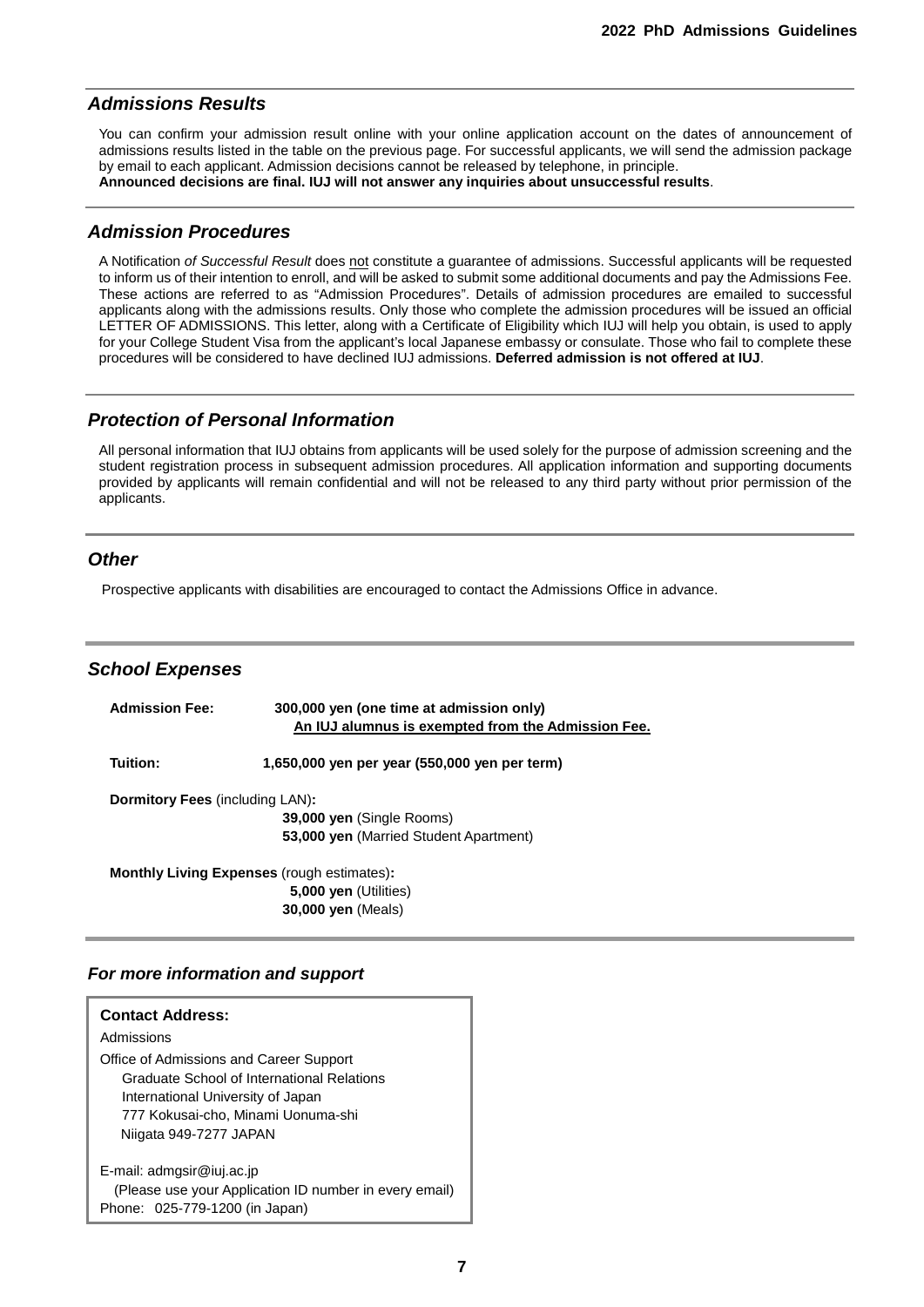## *Admissions Results*

You can confirm your admission result online with your online application account on the dates of announcement of admissions results listed in the table on the previous page. For successful applicants, we will send the admission package by email to each applicant. Admission decisions cannot be released by telephone, in principle.
**Announced decisions are final. IUJ will not answer any inquiries about unsuccessful results**.

## *Admission Procedures*

A Notification *of Successful Result* does not constitute a guarantee of admissions. Successful applicants will be requested to inform us of their intention to enroll, and will be asked to submit some additional documents and pay the Admissions Fee. These actions are referred to as "Admission Procedures". Details of admission procedures are emailed to successful applicants along with the admissions results. Only those who complete the admission procedures will be issued an official LETTER OF ADMISSIONS. This letter, along with a Certificate of Eligibility which IUJ will help you obtain, is used to apply for your College Student Visa from the applicant's local Japanese embassy or consulate. Those who fail to complete these procedures will be considered to have declined IUJ admissions. **Deferred admission is not offered at IUJ**.

## *Protection of Personal Information*

All personal information that IUJ obtains from applicants will be used solely for the purpose of admission screening and the student registration process in subsequent admission procedures. All application information and supporting documents provided by applicants will remain confidential and will not be released to any third party without prior permission of the applicants.

## *Other*

Prospective applicants with disabilities are encouraged to contact the Admissions Office in advance.

## *School Expenses*

**Admission Fee:** **300,000 yen (one time at admission only)**
**An IUJ alumnus is exempted from the Admission Fee.**

**Tuition:** **1,650,000 yen per year (550,000 yen per term)**

**Dormitory Fees** (including LAN)**:**
**39,000 yen** (Single Rooms)
**53,000 yen** (Married Student Apartment)

**Monthly Living Expenses** (rough estimates)**:**
**5,000 yen** (Utilities)
**30,000 yen** (Meals)

### *For more information and support*

**Contact Address:**

Admissions

Office of Admissions and Career Support
Graduate School of International Relations
International University of Japan
777 Kokusai-cho, Minami Uonuma-shi
Niigata 949-7277 JAPAN

E-mail: admgsir@iuj.ac.jp
(Please use your Application ID number in every email)
Phone: 025-779-1200 (in Japan)